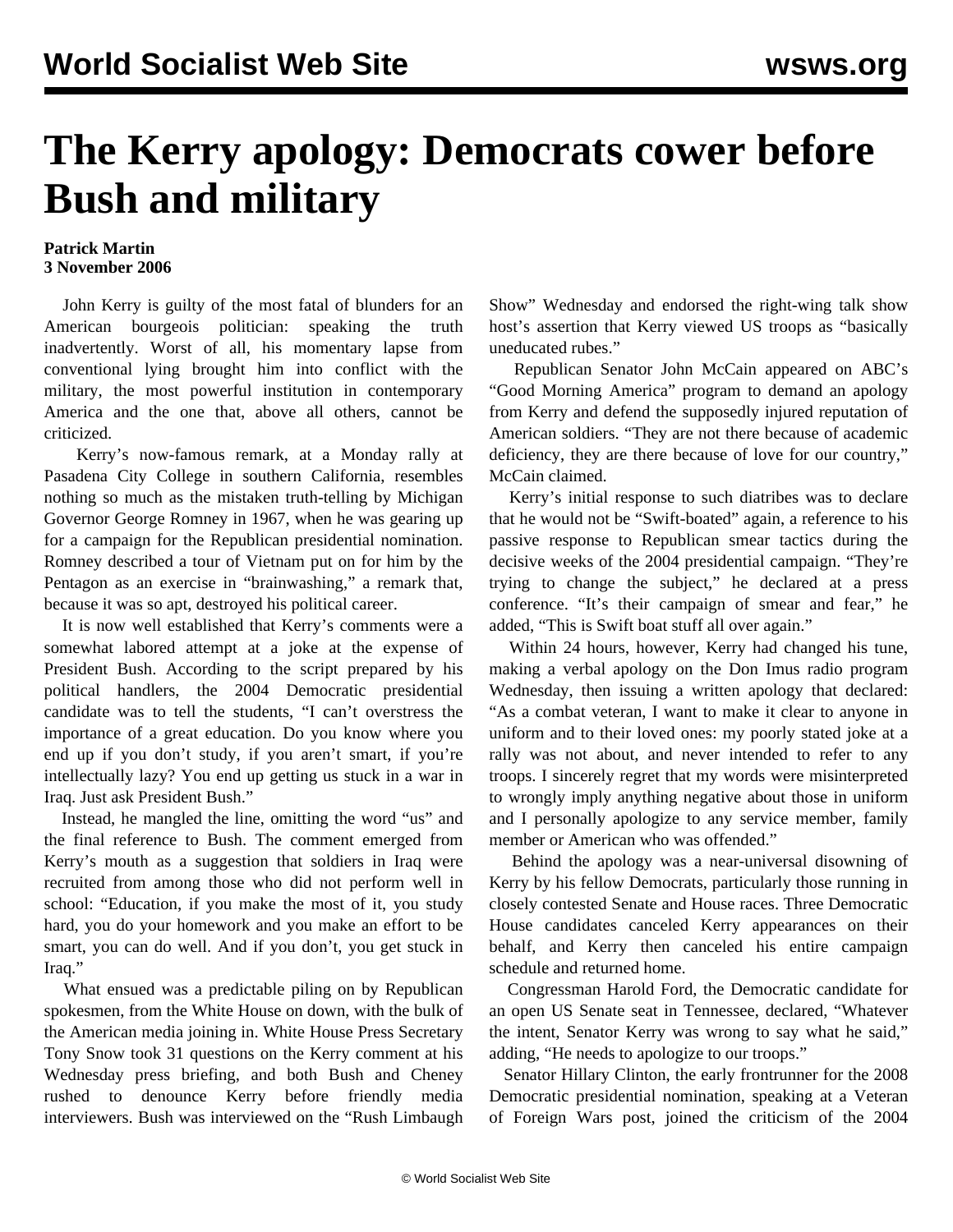# The Kerry apology: Democrats cower before Bush and military

**Patrick Martin**
**3 November 2006**

John Kerry is guilty of the most fatal of blunders for an American bourgeois politician: speaking the truth inadvertently. Worst of all, his momentary lapse from conventional lying brought him into conflict with the military, the most powerful institution in contemporary America and the one that, above all others, cannot be criticized.

Kerry's now-famous remark, at a Monday rally at Pasadena City College in southern California, resembles nothing so much as the mistaken truth-telling by Michigan Governor George Romney in 1967, when he was gearing up for a campaign for the Republican presidential nomination. Romney described a tour of Vietnam put on for him by the Pentagon as an exercise in "brainwashing," a remark that, because it was so apt, destroyed his political career.

It is now well established that Kerry's comments were a somewhat labored attempt at a joke at the expense of President Bush. According to the script prepared by his political handlers, the 2004 Democratic presidential candidate was to tell the students, "I can't overstress the importance of a great education. Do you know where you end up if you don't study, if you aren't smart, if you're intellectually lazy? You end up getting us stuck in a war in Iraq. Just ask President Bush."

Instead, he mangled the line, omitting the word "us" and the final reference to Bush. The comment emerged from Kerry's mouth as a suggestion that soldiers in Iraq were recruited from among those who did not perform well in school: "Education, if you make the most of it, you study hard, you do your homework and you make an effort to be smart, you can do well. And if you don't, you get stuck in Iraq."

What ensued was a predictable piling on by Republican spokesmen, from the White House on down, with the bulk of the American media joining in. White House Press Secretary Tony Snow took 31 questions on the Kerry comment at his Wednesday press briefing, and both Bush and Cheney rushed to denounce Kerry before friendly media interviewers. Bush was interviewed on the "Rush Limbaugh Show" Wednesday and endorsed the right-wing talk show host's assertion that Kerry viewed US troops as "basically uneducated rubes."

Republican Senator John McCain appeared on ABC's "Good Morning America" program to demand an apology from Kerry and defend the supposedly injured reputation of American soldiers. "They are not there because of academic deficiency, they are there because of love for our country," McCain claimed.

Kerry's initial response to such diatribes was to declare that he would not be "Swift-boated" again, a reference to his passive response to Republican smear tactics during the decisive weeks of the 2004 presidential campaign. "They're trying to change the subject," he declared at a press conference. "It's their campaign of smear and fear," he added, "This is Swift boat stuff all over again."

Within 24 hours, however, Kerry had changed his tune, making a verbal apology on the Don Imus radio program Wednesday, then issuing a written apology that declared: "As a combat veteran, I want to make it clear to anyone in uniform and to their loved ones: my poorly stated joke at a rally was not about, and never intended to refer to any troops. I sincerely regret that my words were misinterpreted to wrongly imply anything negative about those in uniform and I personally apologize to any service member, family member or American who was offended."

Behind the apology was a near-universal disowning of Kerry by his fellow Democrats, particularly those running in closely contested Senate and House races. Three Democratic House candidates canceled Kerry appearances on their behalf, and Kerry then canceled his entire campaign schedule and returned home.

Congressman Harold Ford, the Democratic candidate for an open US Senate seat in Tennessee, declared, "Whatever the intent, Senator Kerry was wrong to say what he said," adding, "He needs to apologize to our troops."

Senator Hillary Clinton, the early frontrunner for the 2008 Democratic presidential nomination, speaking at a Veteran of Foreign Wars post, joined the criticism of the 2004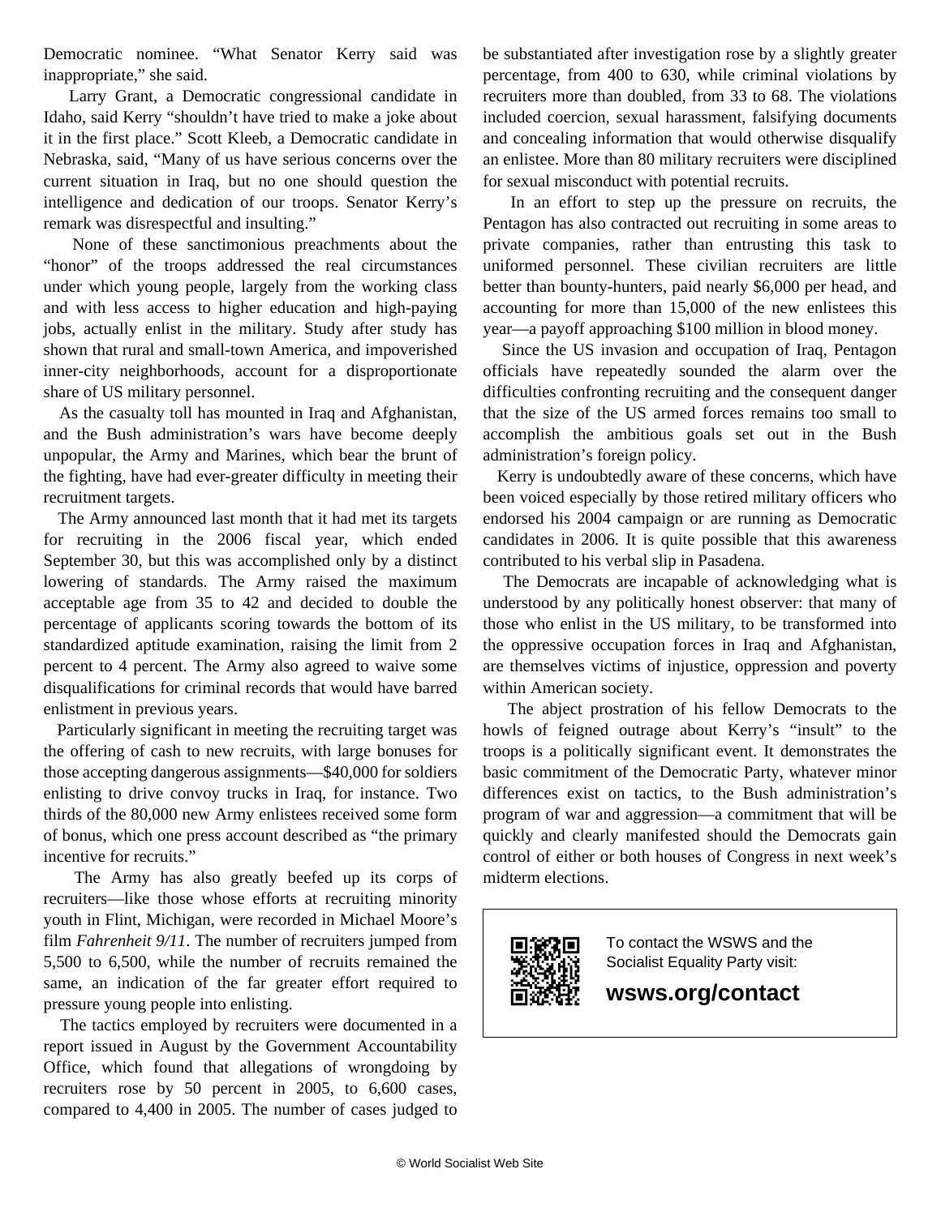Democratic nominee. "What Senator Kerry said was inappropriate," she said.

Larry Grant, a Democratic congressional candidate in Idaho, said Kerry "shouldn't have tried to make a joke about it in the first place." Scott Kleeb, a Democratic candidate in Nebraska, said, "Many of us have serious concerns over the current situation in Iraq, but no one should question the intelligence and dedication of our troops. Senator Kerry's remark was disrespectful and insulting."

None of these sanctimonious preachments about the "honor" of the troops addressed the real circumstances under which young people, largely from the working class and with less access to higher education and high-paying jobs, actually enlist in the military. Study after study has shown that rural and small-town America, and impoverished inner-city neighborhoods, account for a disproportionate share of US military personnel.

As the casualty toll has mounted in Iraq and Afghanistan, and the Bush administration's wars have become deeply unpopular, the Army and Marines, which bear the brunt of the fighting, have had ever-greater difficulty in meeting their recruitment targets.

The Army announced last month that it had met its targets for recruiting in the 2006 fiscal year, which ended September 30, but this was accomplished only by a distinct lowering of standards. The Army raised the maximum acceptable age from 35 to 42 and decided to double the percentage of applicants scoring towards the bottom of its standardized aptitude examination, raising the limit from 2 percent to 4 percent. The Army also agreed to waive some disqualifications for criminal records that would have barred enlistment in previous years.

Particularly significant in meeting the recruiting target was the offering of cash to new recruits, with large bonuses for those accepting dangerous assignments—$40,000 for soldiers enlisting to drive convoy trucks in Iraq, for instance. Two thirds of the 80,000 new Army enlistees received some form of bonus, which one press account described as "the primary incentive for recruits."

The Army has also greatly beefed up its corps of recruiters—like those whose efforts at recruiting minority youth in Flint, Michigan, were recorded in Michael Moore's film *Fahrenheit 9/11*. The number of recruiters jumped from 5,500 to 6,500, while the number of recruits remained the same, an indication of the far greater effort required to pressure young people into enlisting.

The tactics employed by recruiters were documented in a report issued in August by the Government Accountability Office, which found that allegations of wrongdoing by recruiters rose by 50 percent in 2005, to 6,600 cases, compared to 4,400 in 2005. The number of cases judged to be substantiated after investigation rose by a slightly greater percentage, from 400 to 630, while criminal violations by recruiters more than doubled, from 33 to 68. The violations included coercion, sexual harassment, falsifying documents and concealing information that would otherwise disqualify an enlistee. More than 80 military recruiters were disciplined for sexual misconduct with potential recruits.

In an effort to step up the pressure on recruits, the Pentagon has also contracted out recruiting in some areas to private companies, rather than entrusting this task to uniformed personnel. These civilian recruiters are little better than bounty-hunters, paid nearly $6,000 per head, and accounting for more than 15,000 of the new enlistees this year—a payoff approaching $100 million in blood money.

Since the US invasion and occupation of Iraq, Pentagon officials have repeatedly sounded the alarm over the difficulties confronting recruiting and the consequent danger that the size of the US armed forces remains too small to accomplish the ambitious goals set out in the Bush administration's foreign policy.

Kerry is undoubtedly aware of these concerns, which have been voiced especially by those retired military officers who endorsed his 2004 campaign or are running as Democratic candidates in 2006. It is quite possible that this awareness contributed to his verbal slip in Pasadena.

The Democrats are incapable of acknowledging what is understood by any politically honest observer: that many of those who enlist in the US military, to be transformed into the oppressive occupation forces in Iraq and Afghanistan, are themselves victims of injustice, oppression and poverty within American society.

The abject prostration of his fellow Democrats to the howls of feigned outrage about Kerry's "insult" to the troops is a politically significant event. It demonstrates the basic commitment of the Democratic Party, whatever minor differences exist on tactics, to the Bush administration's program of war and aggression—a commitment that will be quickly and clearly manifested should the Democrats gain control of either or both houses of Congress in next week's midterm elections.

To contact the WSWS and the Socialist Equality Party visit:

**wsws.org/contact**